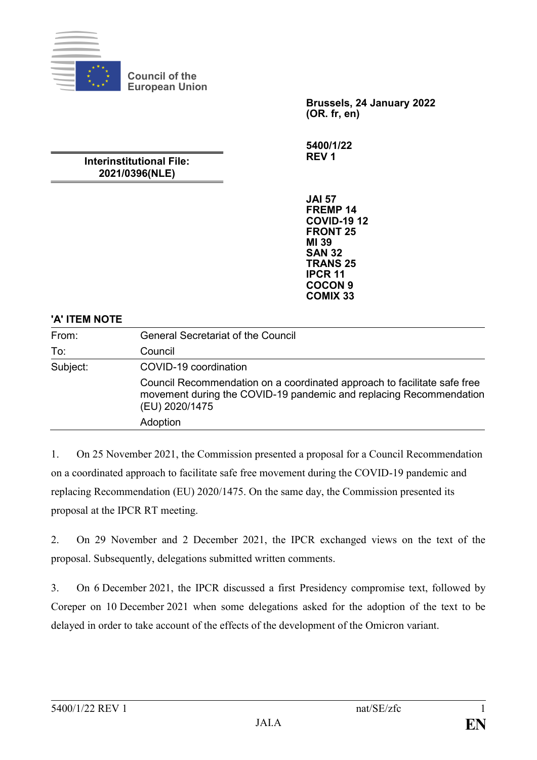**Council of the European Union**

**Brussels, 24 January 2022**
**(OR. fr, en)**

**5400/1/22**
**REV 1**

**Interinstitutional File:**
**2021/0396(NLE)**

**JAI 57**
**FREMP 14**
**COVID-19 12**
**FRONT 25**
**MI 39**
**SAN 32**
**TRANS 25**
**IPCR 11**
**COCON 9**
**COMIX 33**

**'A' ITEM NOTE**

| | |
|---|---|
| From: | General Secretariat of the Council |
| To: | Council |
| Subject: | COVID-19 coordination<br>Council Recommendation on a coordinated approach to facilitate safe free movement during the COVID-19 pandemic and replacing Recommendation (EU) 2020/1475<br>Adoption |

1. On 25 November 2021, the Commission presented a proposal for a Council Recommendation on a coordinated approach to facilitate safe free movement during the COVID-19 pandemic and replacing Recommendation (EU) 2020/1475. On the same day, the Commission presented its proposal at the IPCR RT meeting.

2. On 29 November and 2 December 2021, the IPCR exchanged views on the text of the proposal. Subsequently, delegations submitted written comments.

3. On 6 December 2021, the IPCR discussed a first Presidency compromise text, followed by Coreper on 10 December 2021 when some delegations asked for the adoption of the text to be delayed in order to take account of the effects of the development of the Omicron variant.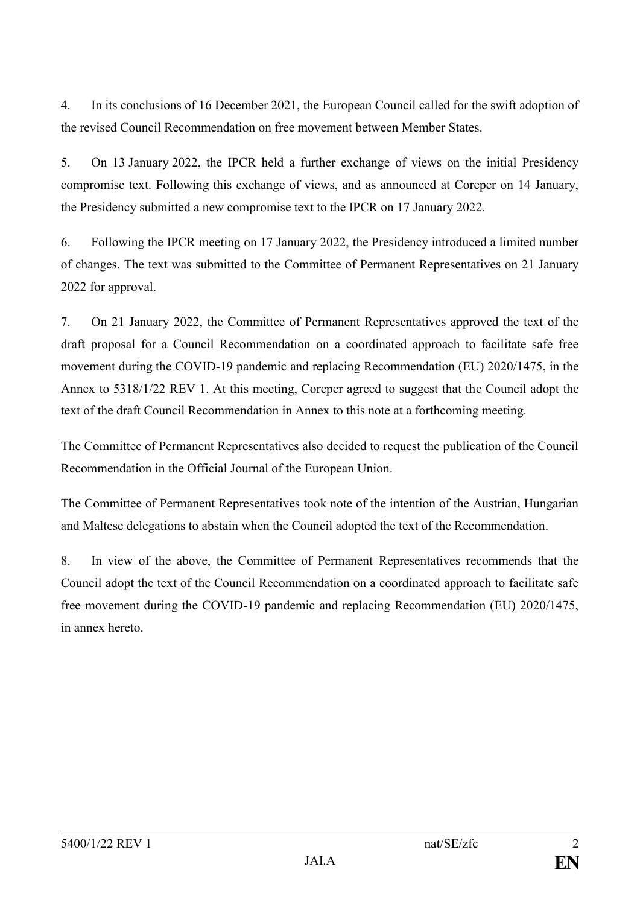4. In its conclusions of 16 December 2021, the European Council called for the swift adoption of the revised Council Recommendation on free movement between Member States.

5. On 13 January 2022, the IPCR held a further exchange of views on the initial Presidency compromise text. Following this exchange of views, and as announced at Coreper on 14 January, the Presidency submitted a new compromise text to the IPCR on 17 January 2022.

6. Following the IPCR meeting on 17 January 2022, the Presidency introduced a limited number of changes. The text was submitted to the Committee of Permanent Representatives on 21 January 2022 for approval.

7. On 21 January 2022, the Committee of Permanent Representatives approved the text of the draft proposal for a Council Recommendation on a coordinated approach to facilitate safe free movement during the COVID-19 pandemic and replacing Recommendation (EU) 2020/1475, in the Annex to 5318/1/22 REV 1. At this meeting, Coreper agreed to suggest that the Council adopt the text of the draft Council Recommendation in Annex to this note at a forthcoming meeting.

The Committee of Permanent Representatives also decided to request the publication of the Council Recommendation in the Official Journal of the European Union.

The Committee of Permanent Representatives took note of the intention of the Austrian, Hungarian and Maltese delegations to abstain when the Council adopted the text of the Recommendation.

8. In view of the above, the Committee of Permanent Representatives recommends that the Council adopt the text of the Council Recommendation on a coordinated approach to facilitate safe free movement during the COVID-19 pandemic and replacing Recommendation (EU) 2020/1475, in annex hereto.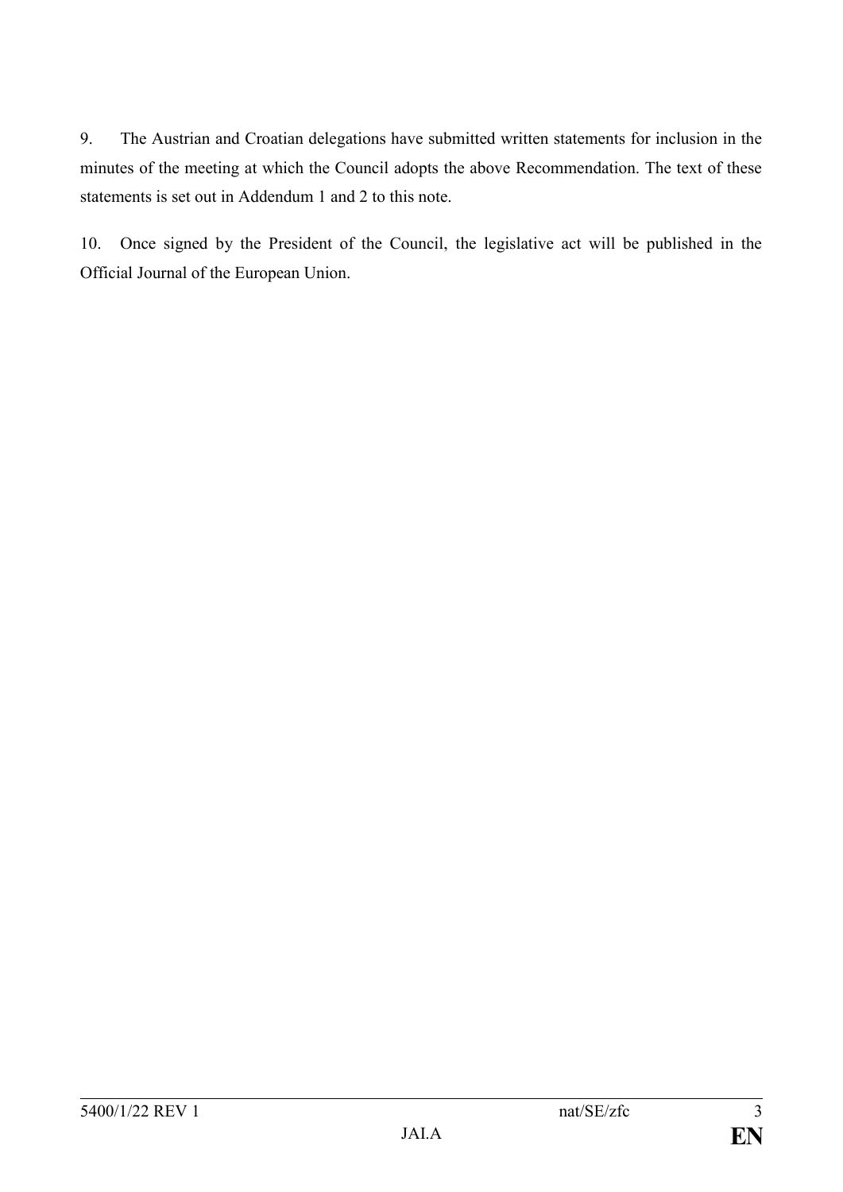9. The Austrian and Croatian delegations have submitted written statements for inclusion in the minutes of the meeting at which the Council adopts the above Recommendation. The text of these statements is set out in Addendum 1 and 2 to this note.

10. Once signed by the President of the Council, the legislative act will be published in the Official Journal of the European Union.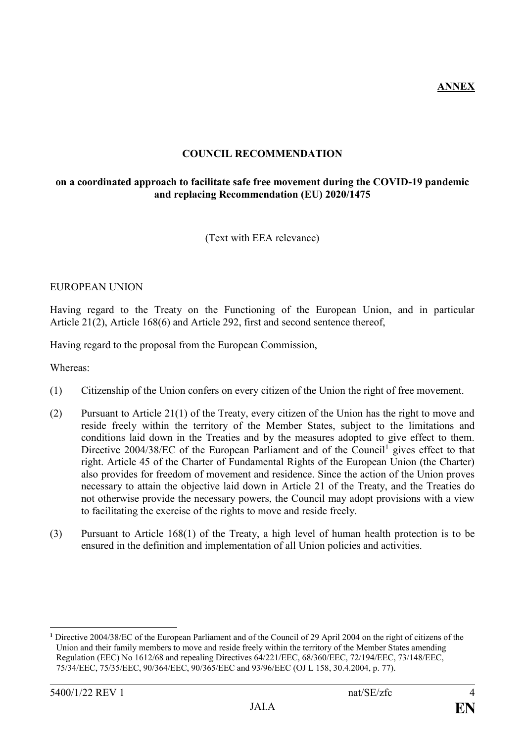**ANNEX**

# COUNCIL RECOMMENDATION

## on a coordinated approach to facilitate safe free movement during the COVID-19 pandemic and replacing Recommendation (EU) 2020/1475

(Text with EEA relevance)

EUROPEAN UNION

Having regard to the Treaty on the Functioning of the European Union, and in particular Article 21(2), Article 168(6) and Article 292, first and second sentence thereof,

Having regard to the proposal from the European Commission,

Whereas:

(1) Citizenship of the Union confers on every citizen of the Union the right of free movement.

(2) Pursuant to Article 21(1) of the Treaty, every citizen of the Union has the right to move and reside freely within the territory of the Member States, subject to the limitations and conditions laid down in the Treaties and by the measures adopted to give effect to them. Directive 2004/38/EC of the European Parliament and of the Council[1] gives effect to that right. Article 45 of the Charter of Fundamental Rights of the European Union (the Charter) also provides for freedom of movement and residence. Since the action of the Union proves necessary to attain the objective laid down in Article 21 of the Treaty, and the Treaties do not otherwise provide the necessary powers, the Council may adopt provisions with a view to facilitating the exercise of the rights to move and reside freely.

(3) Pursuant to Article 168(1) of the Treaty, a high level of human health protection is to be ensured in the definition and implementation of all Union policies and activities.

---

[1] Directive 2004/38/EC of the European Parliament and of the Council of 29 April 2004 on the right of citizens of the Union and their family members to move and reside freely within the territory of the Member States amending Regulation (EEC) No 1612/68 and repealing Directives 64/221/EEC, 68/360/EEC, 72/194/EEC, 73/148/EEC, 75/34/EEC, 75/35/EEC, 90/364/EEC, 90/365/EEC and 93/96/EEC (OJ L 158, 30.4.2004, p. 77).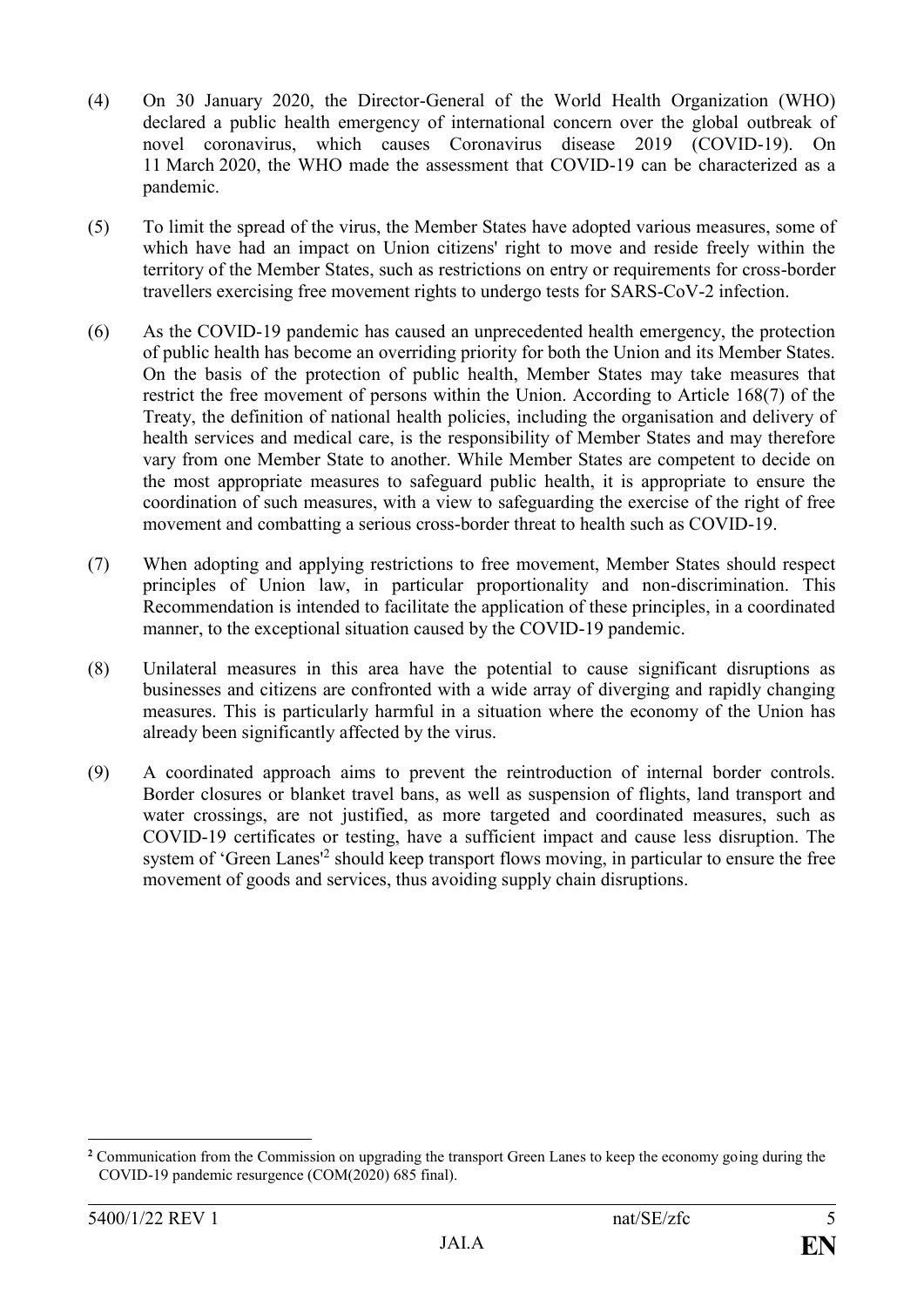(4) On 30 January 2020, the Director-General of the World Health Organization (WHO) declared a public health emergency of international concern over the global outbreak of novel coronavirus, which causes Coronavirus disease 2019 (COVID-19). On 11 March 2020, the WHO made the assessment that COVID-19 can be characterized as a pandemic.

(5) To limit the spread of the virus, the Member States have adopted various measures, some of which have had an impact on Union citizens' right to move and reside freely within the territory of the Member States, such as restrictions on entry or requirements for cross-border travellers exercising free movement rights to undergo tests for SARS-CoV-2 infection.

(6) As the COVID-19 pandemic has caused an unprecedented health emergency, the protection of public health has become an overriding priority for both the Union and its Member States. On the basis of the protection of public health, Member States may take measures that restrict the free movement of persons within the Union. According to Article 168(7) of the Treaty, the definition of national health policies, including the organisation and delivery of health services and medical care, is the responsibility of Member States and may therefore vary from one Member State to another. While Member States are competent to decide on the most appropriate measures to safeguard public health, it is appropriate to ensure the coordination of such measures, with a view to safeguarding the exercise of the right of free movement and combatting a serious cross-border threat to health such as COVID-19.

(7) When adopting and applying restrictions to free movement, Member States should respect principles of Union law, in particular proportionality and non-discrimination. This Recommendation is intended to facilitate the application of these principles, in a coordinated manner, to the exceptional situation caused by the COVID-19 pandemic.

(8) Unilateral measures in this area have the potential to cause significant disruptions as businesses and citizens are confronted with a wide array of diverging and rapidly changing measures. This is particularly harmful in a situation where the economy of the Union has already been significantly affected by the virus.

(9) A coordinated approach aims to prevent the reintroduction of internal border controls. Border closures or blanket travel bans, as well as suspension of flights, land transport and water crossings, are not justified, as more targeted and coordinated measures, such as COVID-19 certificates or testing, have a sufficient impact and cause less disruption. The system of 'Green Lanes'[2] should keep transport flows moving, in particular to ensure the free movement of goods and services, thus avoiding supply chain disruptions.

---

[2] Communication from the Commission on upgrading the transport Green Lanes to keep the economy going during the COVID-19 pandemic resurgence (COM(2020) 685 final).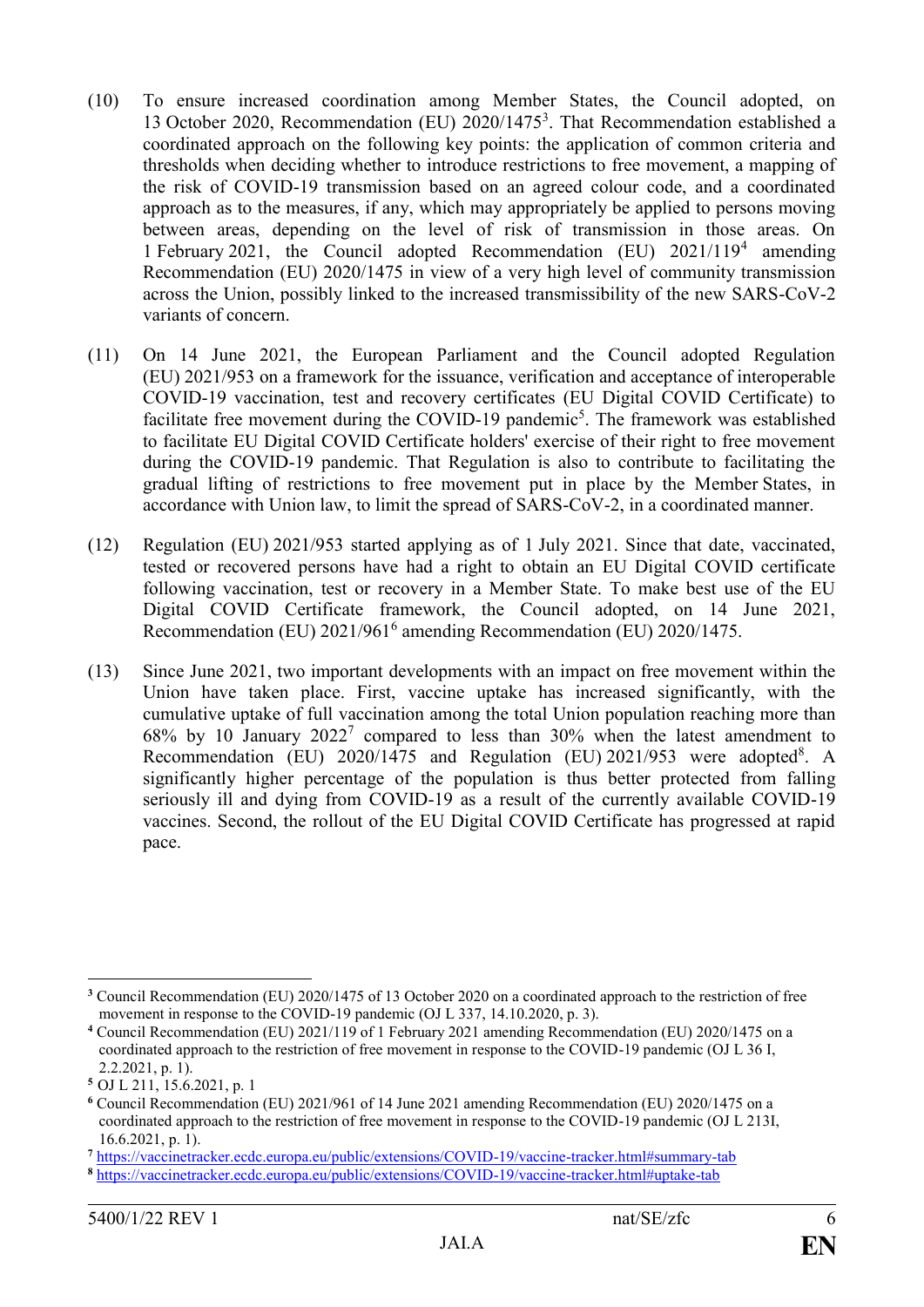(10) To ensure increased coordination among Member States, the Council adopted, on 13 October 2020, Recommendation (EU) 2020/1475[3]. That Recommendation established a coordinated approach on the following key points: the application of common criteria and thresholds when deciding whether to introduce restrictions to free movement, a mapping of the risk of COVID-19 transmission based on an agreed colour code, and a coordinated approach as to the measures, if any, which may appropriately be applied to persons moving between areas, depending on the level of risk of transmission in those areas. On 1 February 2021, the Council adopted Recommendation (EU) 2021/119[4] amending Recommendation (EU) 2020/1475 in view of a very high level of community transmission across the Union, possibly linked to the increased transmissibility of the new SARS-CoV-2 variants of concern.

(11) On 14 June 2021, the European Parliament and the Council adopted Regulation (EU) 2021/953 on a framework for the issuance, verification and acceptance of interoperable COVID-19 vaccination, test and recovery certificates (EU Digital COVID Certificate) to facilitate free movement during the COVID-19 pandemic[5]. The framework was established to facilitate EU Digital COVID Certificate holders' exercise of their right to free movement during the COVID-19 pandemic. That Regulation is also to contribute to facilitating the gradual lifting of restrictions to free movement put in place by the Member States, in accordance with Union law, to limit the spread of SARS-CoV-2, in a coordinated manner.

(12) Regulation (EU) 2021/953 started applying as of 1 July 2021. Since that date, vaccinated, tested or recovered persons have had a right to obtain an EU Digital COVID certificate following vaccination, test or recovery in a Member State. To make best use of the EU Digital COVID Certificate framework, the Council adopted, on 14 June 2021, Recommendation (EU) 2021/961[6] amending Recommendation (EU) 2020/1475.

(13) Since June 2021, two important developments with an impact on free movement within the Union have taken place. First, vaccine uptake has increased significantly, with the cumulative uptake of full vaccination among the total Union population reaching more than 68% by 10 January 2022[7] compared to less than 30% when the latest amendment to Recommendation (EU) 2020/1475 and Regulation (EU) 2021/953 were adopted[8]. A significantly higher percentage of the population is thus better protected from falling seriously ill and dying from COVID-19 as a result of the currently available COVID-19 vaccines. Second, the rollout of the EU Digital COVID Certificate has progressed at rapid pace.

---

[3] Council Recommendation (EU) 2020/1475 of 13 October 2020 on a coordinated approach to the restriction of free movement in response to the COVID-19 pandemic (OJ L 337, 14.10.2020, p. 3).

[4] Council Recommendation (EU) 2021/119 of 1 February 2021 amending Recommendation (EU) 2020/1475 on a coordinated approach to the restriction of free movement in response to the COVID-19 pandemic (OJ L 36 I, 2.2.2021, p. 1).

[5] OJ L 211, 15.6.2021, p. 1

[6] Council Recommendation (EU) 2021/961 of 14 June 2021 amending Recommendation (EU) 2020/1475 on a coordinated approach to the restriction of free movement in response to the COVID-19 pandemic (OJ L 213I, 16.6.2021, p. 1).

[7] https://vaccinetracker.ecdc.europa.eu/public/extensions/COVID-19/vaccine-tracker.html#summary-tab

[8] https://vaccinetracker.ecdc.europa.eu/public/extensions/COVID-19/vaccine-tracker.html#uptake-tab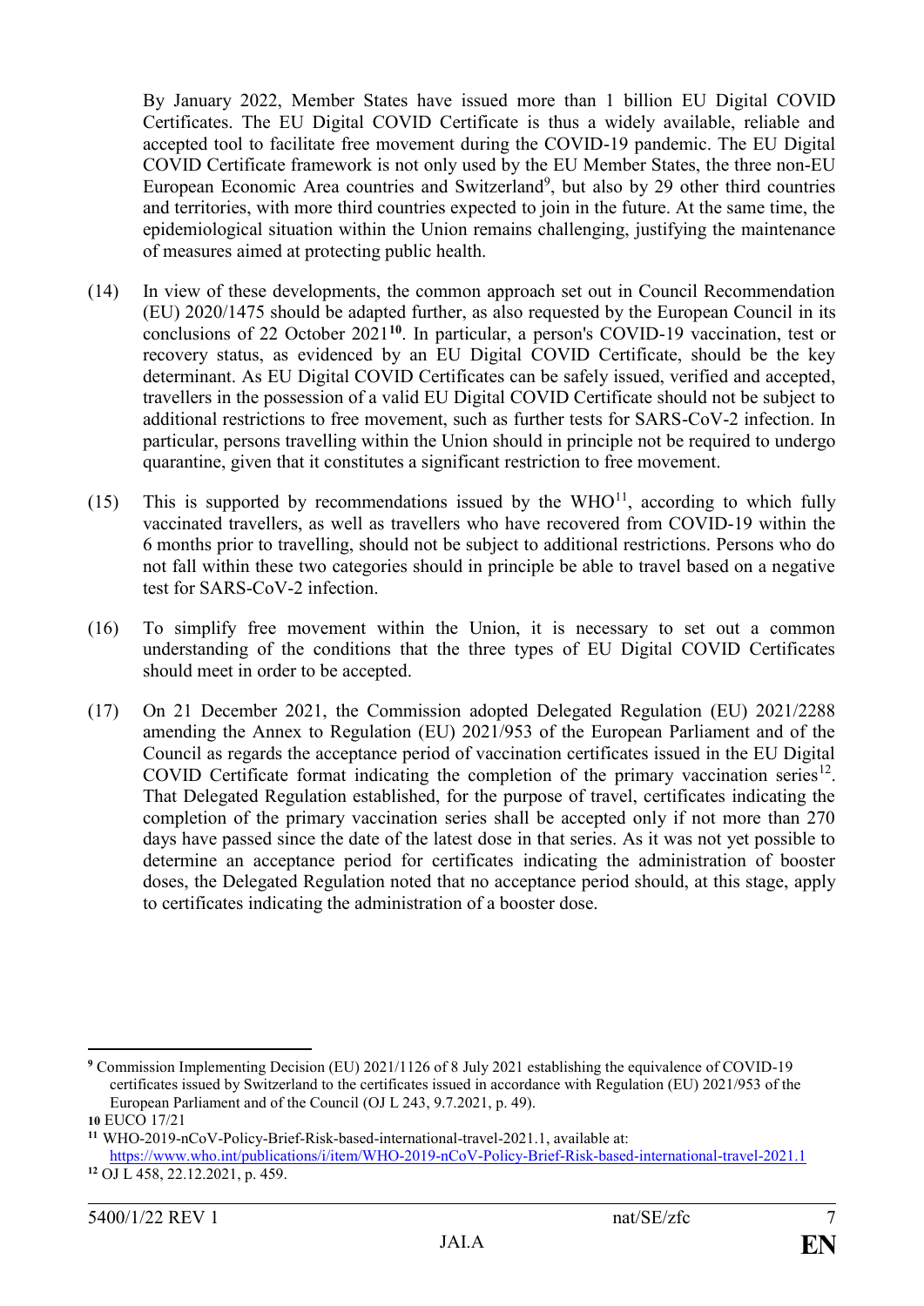By January 2022, Member States have issued more than 1 billion EU Digital COVID Certificates. The EU Digital COVID Certificate is thus a widely available, reliable and accepted tool to facilitate free movement during the COVID-19 pandemic. The EU Digital COVID Certificate framework is not only used by the EU Member States, the three non-EU European Economic Area countries and Switzerland[9], but also by 29 other third countries and territories, with more third countries expected to join in the future. At the same time, the epidemiological situation within the Union remains challenging, justifying the maintenance of measures aimed at protecting public health.

(14) In view of these developments, the common approach set out in Council Recommendation (EU) 2020/1475 should be adapted further, as also requested by the European Council in its conclusions of 22 October 2021[10]. In particular, a person's COVID-19 vaccination, test or recovery status, as evidenced by an EU Digital COVID Certificate, should be the key determinant. As EU Digital COVID Certificates can be safely issued, verified and accepted, travellers in the possession of a valid EU Digital COVID Certificate should not be subject to additional restrictions to free movement, such as further tests for SARS-CoV-2 infection. In particular, persons travelling within the Union should in principle not be required to undergo quarantine, given that it constitutes a significant restriction to free movement.

(15) This is supported by recommendations issued by the WHO[11], according to which fully vaccinated travellers, as well as travellers who have recovered from COVID-19 within the 6 months prior to travelling, should not be subject to additional restrictions. Persons who do not fall within these two categories should in principle be able to travel based on a negative test for SARS-CoV-2 infection.

(16) To simplify free movement within the Union, it is necessary to set out a common understanding of the conditions that the three types of EU Digital COVID Certificates should meet in order to be accepted.

(17) On 21 December 2021, the Commission adopted Delegated Regulation (EU) 2021/2288 amending the Annex to Regulation (EU) 2021/953 of the European Parliament and of the Council as regards the acceptance period of vaccination certificates issued in the EU Digital COVID Certificate format indicating the completion of the primary vaccination series[12]. That Delegated Regulation established, for the purpose of travel, certificates indicating the completion of the primary vaccination series shall be accepted only if not more than 270 days have passed since the date of the latest dose in that series. As it was not yet possible to determine an acceptance period for certificates indicating the administration of booster doses, the Delegated Regulation noted that no acceptance period should, at this stage, apply to certificates indicating the administration of a booster dose.

---

[9] Commission Implementing Decision (EU) 2021/1126 of 8 July 2021 establishing the equivalence of COVID-19 certificates issued by Switzerland to the certificates issued in accordance with Regulation (EU) 2021/953 of the European Parliament and of the Council (OJ L 243, 9.7.2021, p. 49).

[10] EUCO 17/21

[11] WHO-2019-nCoV-Policy-Brief-Risk-based-international-travel-2021.1, available at: https://www.who.int/publications/i/item/WHO-2019-nCoV-Policy-Brief-Risk-based-international-travel-2021.1

[12] OJ L 458, 22.12.2021, p. 459.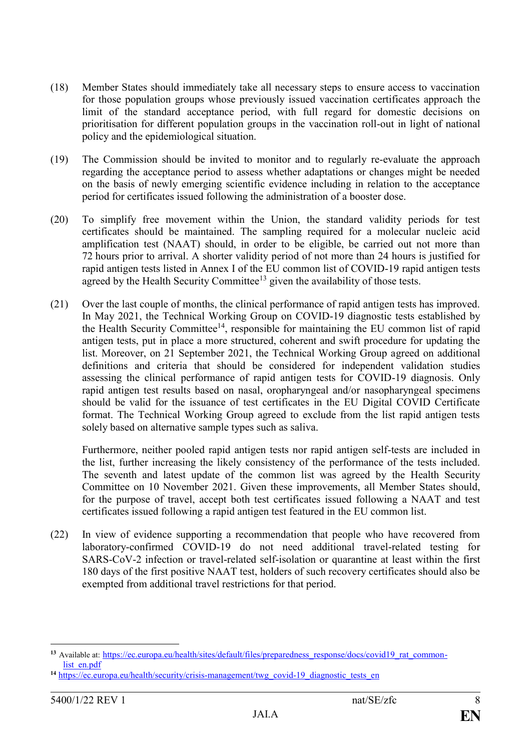(18) Member States should immediately take all necessary steps to ensure access to vaccination for those population groups whose previously issued vaccination certificates approach the limit of the standard acceptance period, with full regard for domestic decisions on prioritisation for different population groups in the vaccination roll-out in light of national policy and the epidemiological situation.

(19) The Commission should be invited to monitor and to regularly re-evaluate the approach regarding the acceptance period to assess whether adaptations or changes might be needed on the basis of newly emerging scientific evidence including in relation to the acceptance period for certificates issued following the administration of a booster dose.

(20) To simplify free movement within the Union, the standard validity periods for test certificates should be maintained. The sampling required for a molecular nucleic acid amplification test (NAAT) should, in order to be eligible, be carried out not more than 72 hours prior to arrival. A shorter validity period of not more than 24 hours is justified for rapid antigen tests listed in Annex I of the EU common list of COVID-19 rapid antigen tests agreed by the Health Security Committee[13] given the availability of those tests.

(21) Over the last couple of months, the clinical performance of rapid antigen tests has improved. In May 2021, the Technical Working Group on COVID-19 diagnostic tests established by the Health Security Committee[14], responsible for maintaining the EU common list of rapid antigen tests, put in place a more structured, coherent and swift procedure for updating the list. Moreover, on 21 September 2021, the Technical Working Group agreed on additional definitions and criteria that should be considered for independent validation studies assessing the clinical performance of rapid antigen tests for COVID-19 diagnosis. Only rapid antigen test results based on nasal, oropharyngeal and/or nasopharyngeal specimens should be valid for the issuance of test certificates in the EU Digital COVID Certificate format. The Technical Working Group agreed to exclude from the list rapid antigen tests solely based on alternative sample types such as saliva.

Furthermore, neither pooled rapid antigen tests nor rapid antigen self-tests are included in the list, further increasing the likely consistency of the performance of the tests included. The seventh and latest update of the common list was agreed by the Health Security Committee on 10 November 2021. Given these improvements, all Member States should, for the purpose of travel, accept both test certificates issued following a NAAT and test certificates issued following a rapid antigen test featured in the EU common list.

(22) In view of evidence supporting a recommendation that people who have recovered from laboratory-confirmed COVID-19 do not need additional travel-related testing for SARS-CoV-2 infection or travel-related self-isolation or quarantine at least within the first 180 days of the first positive NAAT test, holders of such recovery certificates should also be exempted from additional travel restrictions for that period.

---

[13] Available at: https://ec.europa.eu/health/sites/default/files/preparedness_response/docs/covid19_rat_common-list_en.pdf

[14] https://ec.europa.eu/health/security/crisis-management/twg_covid-19_diagnostic_tests_en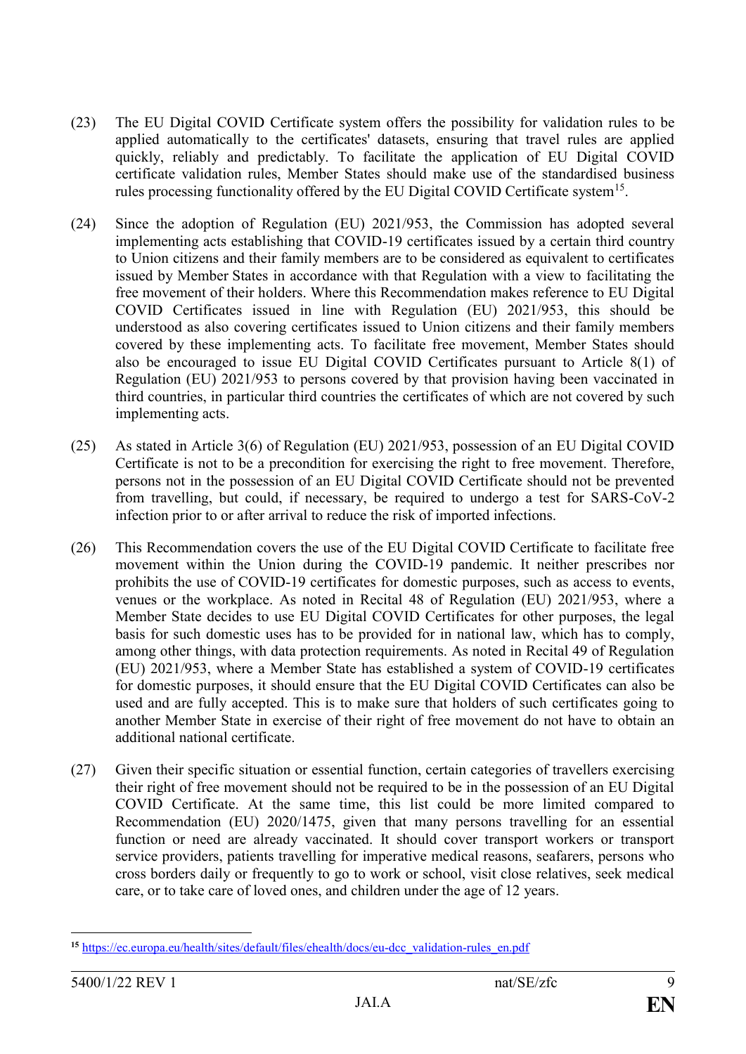(23) The EU Digital COVID Certificate system offers the possibility for validation rules to be applied automatically to the certificates' datasets, ensuring that travel rules are applied quickly, reliably and predictably. To facilitate the application of EU Digital COVID certificate validation rules, Member States should make use of the standardised business rules processing functionality offered by the EU Digital COVID Certificate system[15].

(24) Since the adoption of Regulation (EU) 2021/953, the Commission has adopted several implementing acts establishing that COVID-19 certificates issued by a certain third country to Union citizens and their family members are to be considered as equivalent to certificates issued by Member States in accordance with that Regulation with a view to facilitating the free movement of their holders. Where this Recommendation makes reference to EU Digital COVID Certificates issued in line with Regulation (EU) 2021/953, this should be understood as also covering certificates issued to Union citizens and their family members covered by these implementing acts. To facilitate free movement, Member States should also be encouraged to issue EU Digital COVID Certificates pursuant to Article 8(1) of Regulation (EU) 2021/953 to persons covered by that provision having been vaccinated in third countries, in particular third countries the certificates of which are not covered by such implementing acts.

(25) As stated in Article 3(6) of Regulation (EU) 2021/953, possession of an EU Digital COVID Certificate is not to be a precondition for exercising the right to free movement. Therefore, persons not in the possession of an EU Digital COVID Certificate should not be prevented from travelling, but could, if necessary, be required to undergo a test for SARS-CoV-2 infection prior to or after arrival to reduce the risk of imported infections.

(26) This Recommendation covers the use of the EU Digital COVID Certificate to facilitate free movement within the Union during the COVID-19 pandemic. It neither prescribes nor prohibits the use of COVID-19 certificates for domestic purposes, such as access to events, venues or the workplace. As noted in Recital 48 of Regulation (EU) 2021/953, where a Member State decides to use EU Digital COVID Certificates for other purposes, the legal basis for such domestic uses has to be provided for in national law, which has to comply, among other things, with data protection requirements. As noted in Recital 49 of Regulation (EU) 2021/953, where a Member State has established a system of COVID-19 certificates for domestic purposes, it should ensure that the EU Digital COVID Certificates can also be used and are fully accepted. This is to make sure that holders of such certificates going to another Member State in exercise of their right of free movement do not have to obtain an additional national certificate.

(27) Given their specific situation or essential function, certain categories of travellers exercising their right of free movement should not be required to be in the possession of an EU Digital COVID Certificate. At the same time, this list could be more limited compared to Recommendation (EU) 2020/1475, given that many persons travelling for an essential function or need are already vaccinated. It should cover transport workers or transport service providers, patients travelling for imperative medical reasons, seafarers, persons who cross borders daily or frequently to go to work or school, visit close relatives, seek medical care, or to take care of loved ones, and children under the age of 12 years.

---

[15] https://ec.europa.eu/health/sites/default/files/ehealth/docs/eu-dcc_validation-rules_en.pdf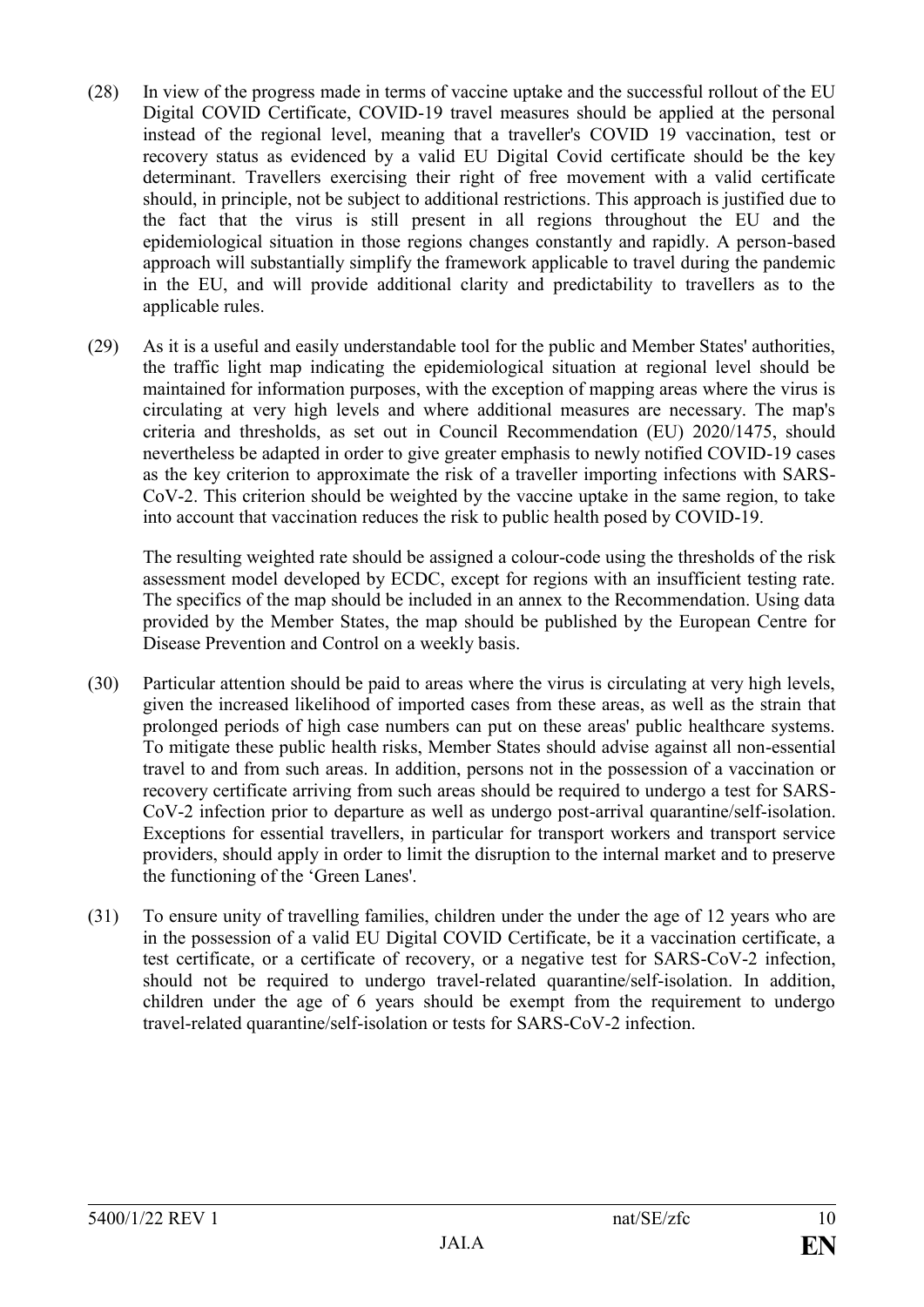(28) In view of the progress made in terms of vaccine uptake and the successful rollout of the EU Digital COVID Certificate, COVID-19 travel measures should be applied at the personal instead of the regional level, meaning that a traveller's COVID 19 vaccination, test or recovery status as evidenced by a valid EU Digital Covid certificate should be the key determinant. Travellers exercising their right of free movement with a valid certificate should, in principle, not be subject to additional restrictions. This approach is justified due to the fact that the virus is still present in all regions throughout the EU and the epidemiological situation in those regions changes constantly and rapidly. A person-based approach will substantially simplify the framework applicable to travel during the pandemic in the EU, and will provide additional clarity and predictability to travellers as to the applicable rules.

(29) As it is a useful and easily understandable tool for the public and Member States' authorities, the traffic light map indicating the epidemiological situation at regional level should be maintained for information purposes, with the exception of mapping areas where the virus is circulating at very high levels and where additional measures are necessary. The map's criteria and thresholds, as set out in Council Recommendation (EU) 2020/1475, should nevertheless be adapted in order to give greater emphasis to newly notified COVID-19 cases as the key criterion to approximate the risk of a traveller importing infections with SARS-CoV-2. This criterion should be weighted by the vaccine uptake in the same region, to take into account that vaccination reduces the risk to public health posed by COVID-19.

The resulting weighted rate should be assigned a colour-code using the thresholds of the risk assessment model developed by ECDC, except for regions with an insufficient testing rate. The specifics of the map should be included in an annex to the Recommendation. Using data provided by the Member States, the map should be published by the European Centre for Disease Prevention and Control on a weekly basis.

(30) Particular attention should be paid to areas where the virus is circulating at very high levels, given the increased likelihood of imported cases from these areas, as well as the strain that prolonged periods of high case numbers can put on these areas' public healthcare systems. To mitigate these public health risks, Member States should advise against all non-essential travel to and from such areas. In addition, persons not in the possession of a vaccination or recovery certificate arriving from such areas should be required to undergo a test for SARS-CoV-2 infection prior to departure as well as undergo post-arrival quarantine/self-isolation. Exceptions for essential travellers, in particular for transport workers and transport service providers, should apply in order to limit the disruption to the internal market and to preserve the functioning of the 'Green Lanes'.

(31) To ensure unity of travelling families, children under the under the age of 12 years who are in the possession of a valid EU Digital COVID Certificate, be it a vaccination certificate, a test certificate, or a certificate of recovery, or a negative test for SARS-CoV-2 infection, should not be required to undergo travel-related quarantine/self-isolation. In addition, children under the age of 6 years should be exempt from the requirement to undergo travel-related quarantine/self-isolation or tests for SARS-CoV-2 infection.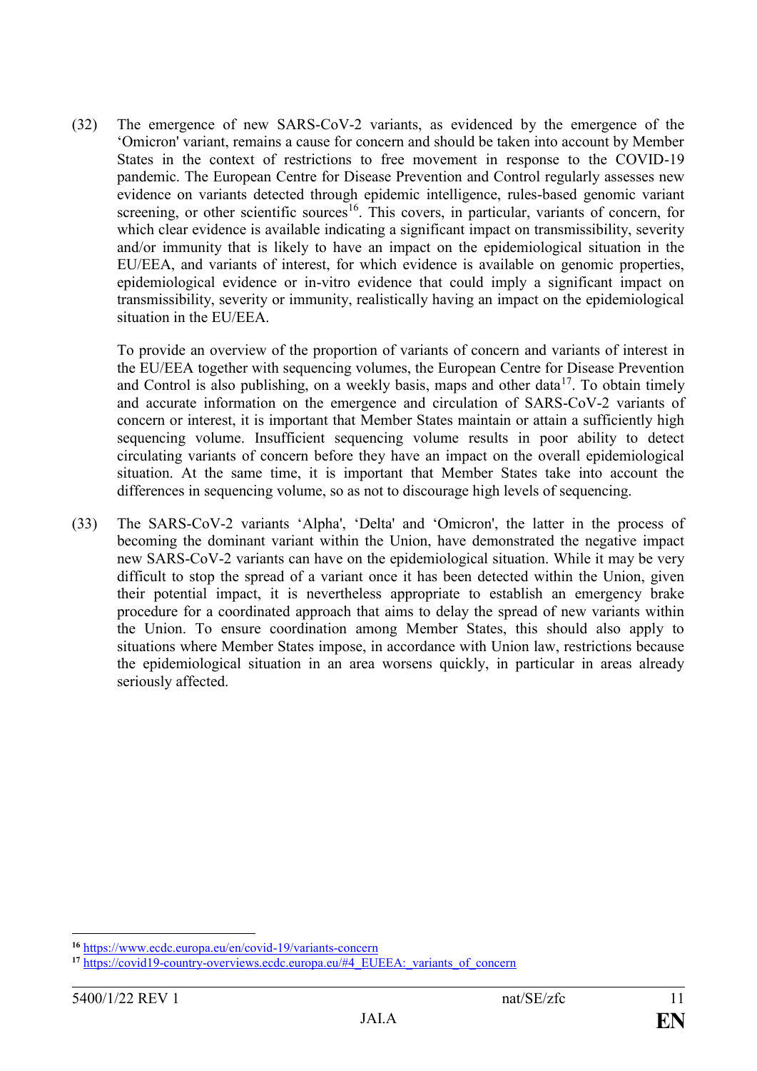(32) The emergence of new SARS-CoV-2 variants, as evidenced by the emergence of the 'Omicron' variant, remains a cause for concern and should be taken into account by Member States in the context of restrictions to free movement in response to the COVID-19 pandemic. The European Centre for Disease Prevention and Control regularly assesses new evidence on variants detected through epidemic intelligence, rules-based genomic variant screening, or other scientific sources[16]. This covers, in particular, variants of concern, for which clear evidence is available indicating a significant impact on transmissibility, severity and/or immunity that is likely to have an impact on the epidemiological situation in the EU/EEA, and variants of interest, for which evidence is available on genomic properties, epidemiological evidence or in-vitro evidence that could imply a significant impact on transmissibility, severity or immunity, realistically having an impact on the epidemiological situation in the EU/EEA.

To provide an overview of the proportion of variants of concern and variants of interest in the EU/EEA together with sequencing volumes, the European Centre for Disease Prevention and Control is also publishing, on a weekly basis, maps and other data[17]. To obtain timely and accurate information on the emergence and circulation of SARS-CoV-2 variants of concern or interest, it is important that Member States maintain or attain a sufficiently high sequencing volume. Insufficient sequencing volume results in poor ability to detect circulating variants of concern before they have an impact on the overall epidemiological situation. At the same time, it is important that Member States take into account the differences in sequencing volume, so as not to discourage high levels of sequencing.

(33) The SARS-CoV-2 variants 'Alpha', 'Delta' and 'Omicron', the latter in the process of becoming the dominant variant within the Union, have demonstrated the negative impact new SARS-CoV-2 variants can have on the epidemiological situation. While it may be very difficult to stop the spread of a variant once it has been detected within the Union, given their potential impact, it is nevertheless appropriate to establish an emergency brake procedure for a coordinated approach that aims to delay the spread of new variants within the Union. To ensure coordination among Member States, this should also apply to situations where Member States impose, in accordance with Union law, restrictions because the epidemiological situation in an area worsens quickly, in particular in areas already seriously affected.

---

[16] https://www.ecdc.europa.eu/en/covid-19/variants-concern

[17] https://covid19-country-overviews.ecdc.europa.eu/#4_EUEEA:_variants_of_concern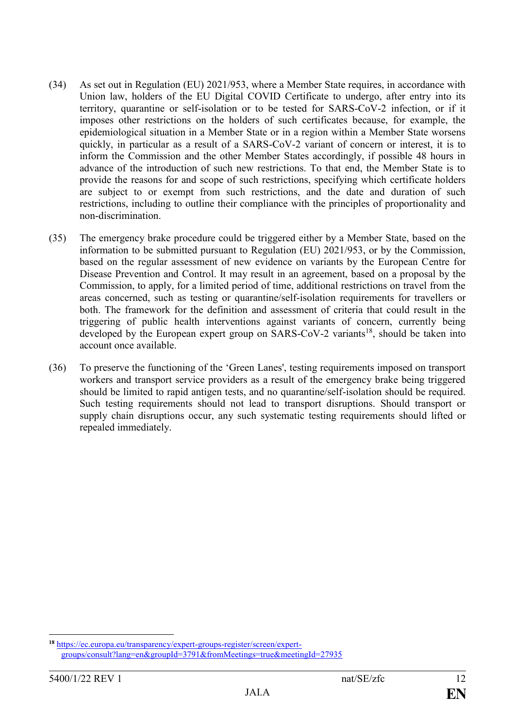(34) As set out in Regulation (EU) 2021/953, where a Member State requires, in accordance with Union law, holders of the EU Digital COVID Certificate to undergo, after entry into its territory, quarantine or self-isolation or to be tested for SARS-CoV-2 infection, or if it imposes other restrictions on the holders of such certificates because, for example, the epidemiological situation in a Member State or in a region within a Member State worsens quickly, in particular as a result of a SARS-CoV-2 variant of concern or interest, it is to inform the Commission and the other Member States accordingly, if possible 48 hours in advance of the introduction of such new restrictions. To that end, the Member State is to provide the reasons for and scope of such restrictions, specifying which certificate holders are subject to or exempt from such restrictions, and the date and duration of such restrictions, including to outline their compliance with the principles of proportionality and non-discrimination.

(35) The emergency brake procedure could be triggered either by a Member State, based on the information to be submitted pursuant to Regulation (EU) 2021/953, or by the Commission, based on the regular assessment of new evidence on variants by the European Centre for Disease Prevention and Control. It may result in an agreement, based on a proposal by the Commission, to apply, for a limited period of time, additional restrictions on travel from the areas concerned, such as testing or quarantine/self-isolation requirements for travellers or both. The framework for the definition and assessment of criteria that could result in the triggering of public health interventions against variants of concern, currently being developed by the European expert group on SARS-CoV-2 variants[18], should be taken into account once available.

(36) To preserve the functioning of the 'Green Lanes', testing requirements imposed on transport workers and transport service providers as a result of the emergency brake being triggered should be limited to rapid antigen tests, and no quarantine/self-isolation should be required. Such testing requirements should not lead to transport disruptions. Should transport or supply chain disruptions occur, any such systematic testing requirements should lifted or repealed immediately.

---

[18] https://ec.europa.eu/transparency/expert-groups-register/screen/expert-groups/consult?lang=en&groupId=3791&fromMeetings=true&meetingId=27935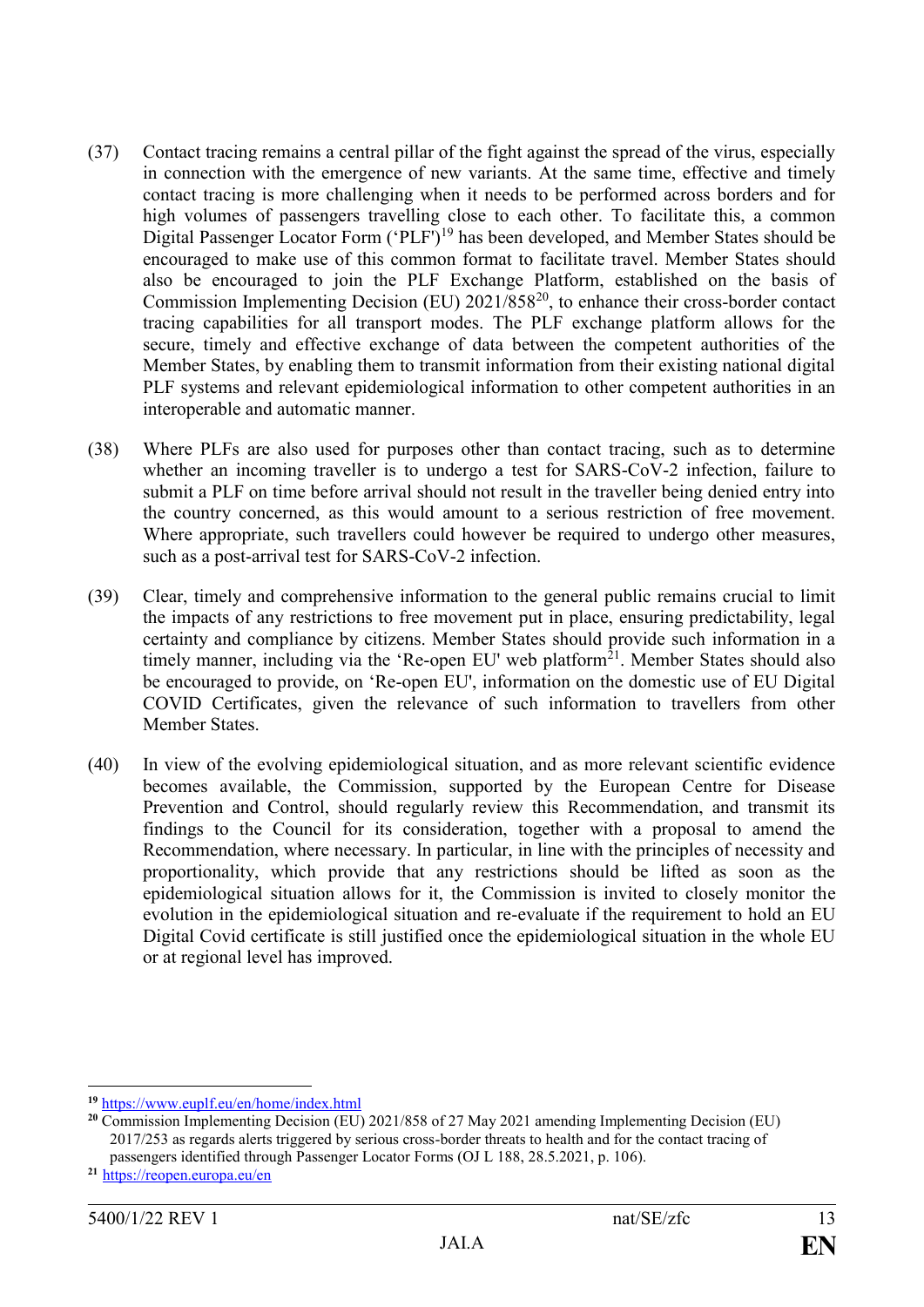(37) Contact tracing remains a central pillar of the fight against the spread of the virus, especially in connection with the emergence of new variants. At the same time, effective and timely contact tracing is more challenging when it needs to be performed across borders and for high volumes of passengers travelling close to each other. To facilitate this, a common Digital Passenger Locator Form ('PLF')[19] has been developed, and Member States should be encouraged to make use of this common format to facilitate travel. Member States should also be encouraged to join the PLF Exchange Platform, established on the basis of Commission Implementing Decision (EU) 2021/858[20], to enhance their cross-border contact tracing capabilities for all transport modes. The PLF exchange platform allows for the secure, timely and effective exchange of data between the competent authorities of the Member States, by enabling them to transmit information from their existing national digital PLF systems and relevant epidemiological information to other competent authorities in an interoperable and automatic manner.

(38) Where PLFs are also used for purposes other than contact tracing, such as to determine whether an incoming traveller is to undergo a test for SARS-CoV-2 infection, failure to submit a PLF on time before arrival should not result in the traveller being denied entry into the country concerned, as this would amount to a serious restriction of free movement. Where appropriate, such travellers could however be required to undergo other measures, such as a post-arrival test for SARS-CoV-2 infection.

(39) Clear, timely and comprehensive information to the general public remains crucial to limit the impacts of any restrictions to free movement put in place, ensuring predictability, legal certainty and compliance by citizens. Member States should provide such information in a timely manner, including via the 'Re-open EU' web platform[21]. Member States should also be encouraged to provide, on 'Re-open EU', information on the domestic use of EU Digital COVID Certificates, given the relevance of such information to travellers from other Member States.

(40) In view of the evolving epidemiological situation, and as more relevant scientific evidence becomes available, the Commission, supported by the European Centre for Disease Prevention and Control, should regularly review this Recommendation, and transmit its findings to the Council for its consideration, together with a proposal to amend the Recommendation, where necessary. In particular, in line with the principles of necessity and proportionality, which provide that any restrictions should be lifted as soon as the epidemiological situation allows for it, the Commission is invited to closely monitor the evolution in the epidemiological situation and re-evaluate if the requirement to hold an EU Digital Covid certificate is still justified once the epidemiological situation in the whole EU or at regional level has improved.

---

[19] https://www.euplf.eu/en/home/index.html

[20] Commission Implementing Decision (EU) 2021/858 of 27 May 2021 amending Implementing Decision (EU) 2017/253 as regards alerts triggered by serious cross-border threats to health and for the contact tracing of passengers identified through Passenger Locator Forms (OJ L 188, 28.5.2021, p. 106).

[21] https://reopen.europa.eu/en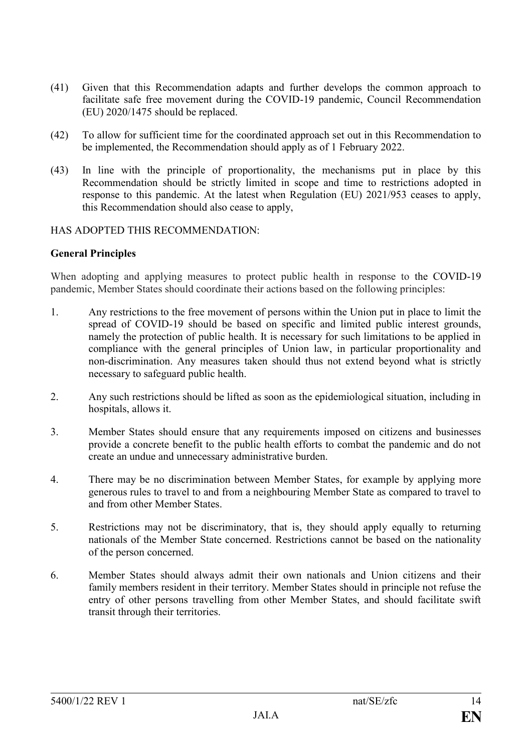(41) Given that this Recommendation adapts and further develops the common approach to facilitate safe free movement during the COVID-19 pandemic, Council Recommendation (EU) 2020/1475 should be replaced.

(42) To allow for sufficient time for the coordinated approach set out in this Recommendation to be implemented, the Recommendation should apply as of 1 February 2022.

(43) In line with the principle of proportionality, the mechanisms put in place by this Recommendation should be strictly limited in scope and time to restrictions adopted in response to this pandemic. At the latest when Regulation (EU) 2021/953 ceases to apply, this Recommendation should also cease to apply,

HAS ADOPTED THIS RECOMMENDATION:

**General Principles**

When adopting and applying measures to protect public health in response to the COVID-19 pandemic, Member States should coordinate their actions based on the following principles:

1. Any restrictions to the free movement of persons within the Union put in place to limit the spread of COVID-19 should be based on specific and limited public interest grounds, namely the protection of public health. It is necessary for such limitations to be applied in compliance with the general principles of Union law, in particular proportionality and non-discrimination. Any measures taken should thus not extend beyond what is strictly necessary to safeguard public health.

2. Any such restrictions should be lifted as soon as the epidemiological situation, including in hospitals, allows it.

3. Member States should ensure that any requirements imposed on citizens and businesses provide a concrete benefit to the public health efforts to combat the pandemic and do not create an undue and unnecessary administrative burden.

4. There may be no discrimination between Member States, for example by applying more generous rules to travel to and from a neighbouring Member State as compared to travel to and from other Member States.

5. Restrictions may not be discriminatory, that is, they should apply equally to returning nationals of the Member State concerned. Restrictions cannot be based on the nationality of the person concerned.

6. Member States should always admit their own nationals and Union citizens and their family members resident in their territory. Member States should in principle not refuse the entry of other persons travelling from other Member States, and should facilitate swift transit through their territories.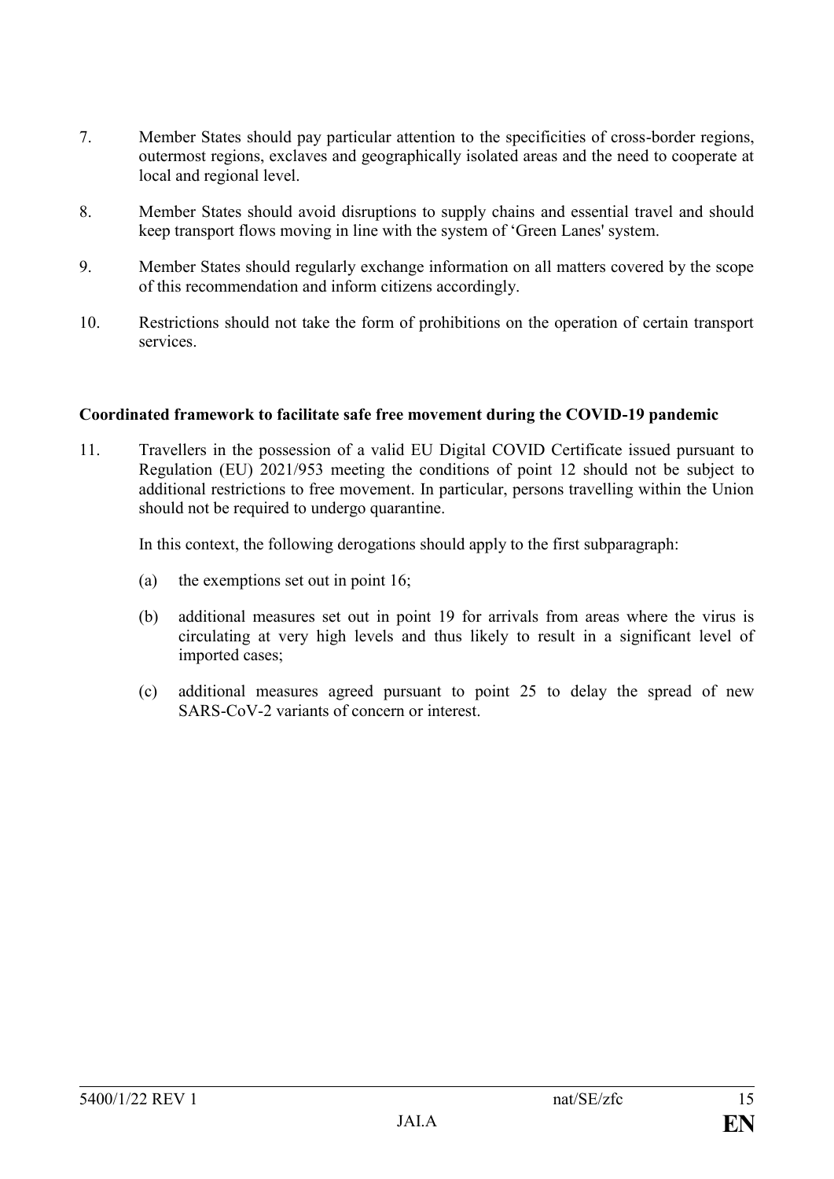7. Member States should pay particular attention to the specificities of cross-border regions, outermost regions, exclaves and geographically isolated areas and the need to cooperate at local and regional level.

8. Member States should avoid disruptions to supply chains and essential travel and should keep transport flows moving in line with the system of 'Green Lanes' system.

9. Member States should regularly exchange information on all matters covered by the scope of this recommendation and inform citizens accordingly.

10. Restrictions should not take the form of prohibitions on the operation of certain transport services.

**Coordinated framework to facilitate safe free movement during the COVID-19 pandemic**

11. Travellers in the possession of a valid EU Digital COVID Certificate issued pursuant to Regulation (EU) 2021/953 meeting the conditions of point 12 should not be subject to additional restrictions to free movement. In particular, persons travelling within the Union should not be required to undergo quarantine.

    In this context, the following derogations should apply to the first subparagraph:

    (a) the exemptions set out in point 16;

    (b) additional measures set out in point 19 for arrivals from areas where the virus is circulating at very high levels and thus likely to result in a significant level of imported cases;

    (c) additional measures agreed pursuant to point 25 to delay the spread of new SARS-CoV-2 variants of concern or interest.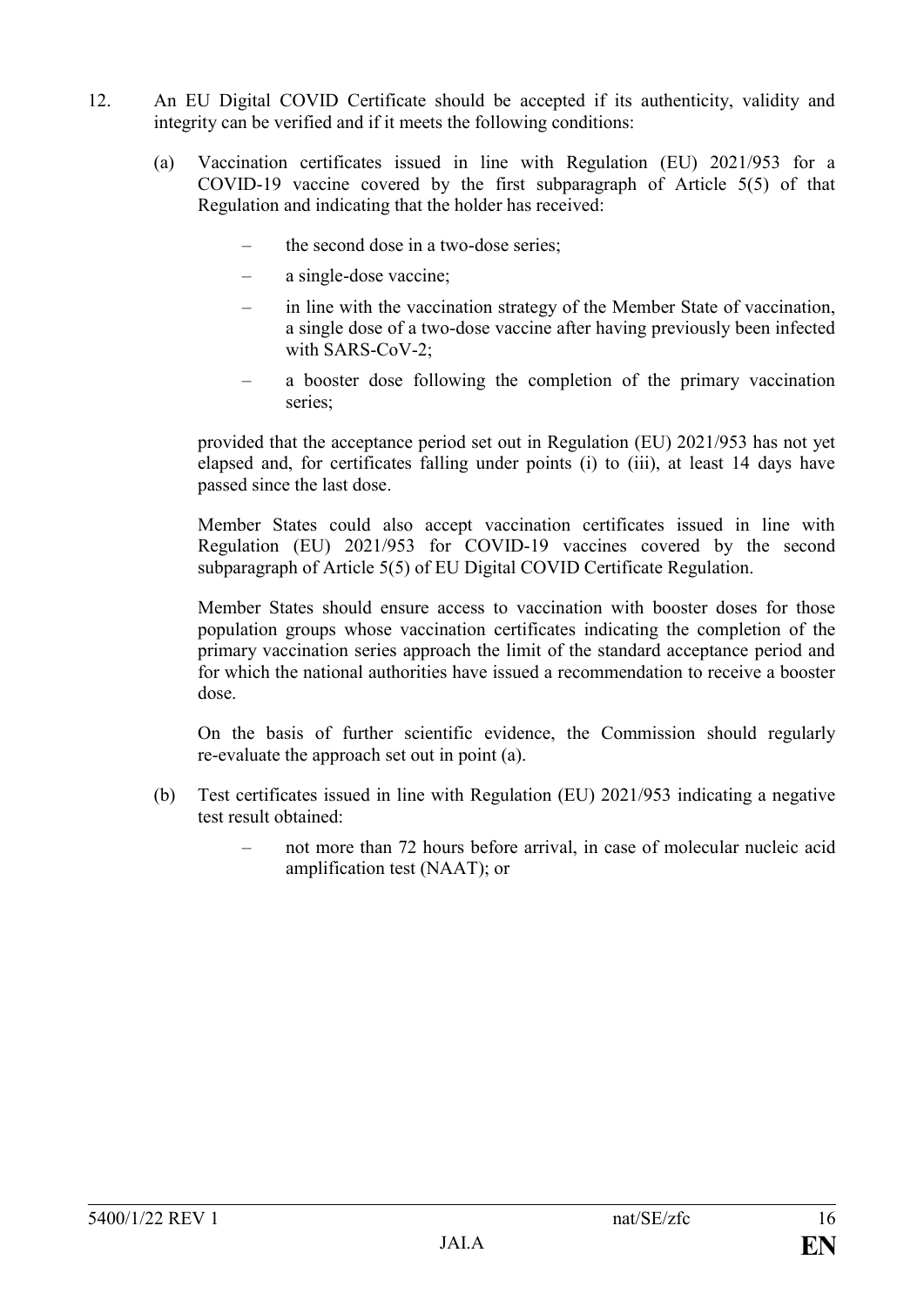12. An EU Digital COVID Certificate should be accepted if its authenticity, validity and integrity can be verified and if it meets the following conditions:

    (a) Vaccination certificates issued in line with Regulation (EU) 2021/953 for a COVID-19 vaccine covered by the first subparagraph of Article 5(5) of that Regulation and indicating that the holder has received:

    - the second dose in a two-dose series;
    - a single-dose vaccine;
    - in line with the vaccination strategy of the Member State of vaccination, a single dose of a two-dose vaccine after having previously been infected with SARS-CoV-2;
    - a booster dose following the completion of the primary vaccination series;

    provided that the acceptance period set out in Regulation (EU) 2021/953 has not yet elapsed and, for certificates falling under points (i) to (iii), at least 14 days have passed since the last dose.

    Member States could also accept vaccination certificates issued in line with Regulation (EU) 2021/953 for COVID-19 vaccines covered by the second subparagraph of Article 5(5) of EU Digital COVID Certificate Regulation.

    Member States should ensure access to vaccination with booster doses for those population groups whose vaccination certificates indicating the completion of the primary vaccination series approach the limit of the standard acceptance period and for which the national authorities have issued a recommendation to receive a booster dose.

    On the basis of further scientific evidence, the Commission should regularly re-evaluate the approach set out in point (a).

    (b) Test certificates issued in line with Regulation (EU) 2021/953 indicating a negative test result obtained:

    - not more than 72 hours before arrival, in case of molecular nucleic acid amplification test (NAAT); or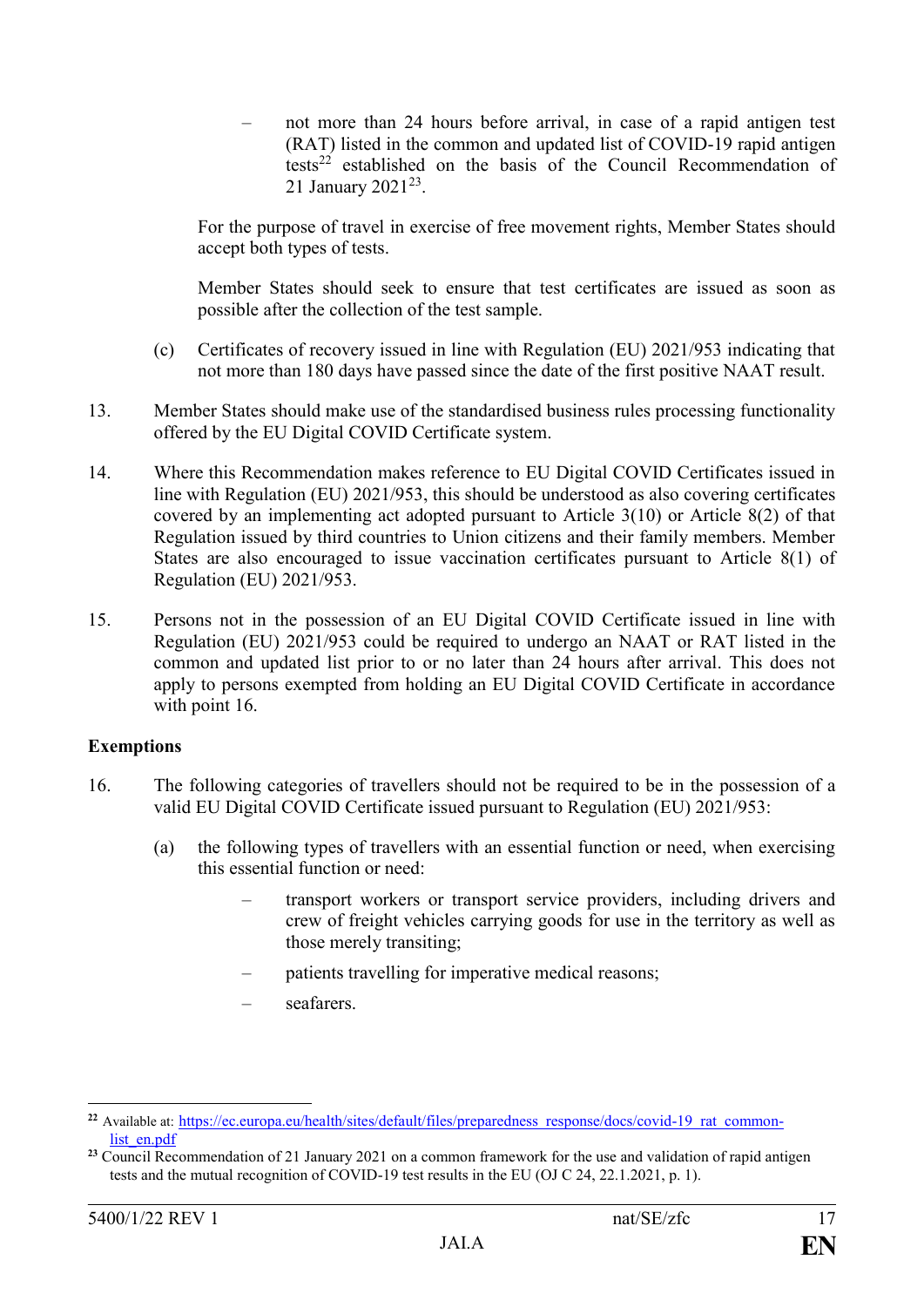- not more than 24 hours before arrival, in case of a rapid antigen test (RAT) listed in the common and updated list of COVID-19 rapid antigen tests[22] established on the basis of the Council Recommendation of 21 January 2021[23].

For the purpose of travel in exercise of free movement rights, Member States should accept both types of tests.

Member States should seek to ensure that test certificates are issued as soon as possible after the collection of the test sample.

(c) Certificates of recovery issued in line with Regulation (EU) 2021/953 indicating that not more than 180 days have passed since the date of the first positive NAAT result.

13. Member States should make use of the standardised business rules processing functionality offered by the EU Digital COVID Certificate system.

14. Where this Recommendation makes reference to EU Digital COVID Certificates issued in line with Regulation (EU) 2021/953, this should be understood as also covering certificates covered by an implementing act adopted pursuant to Article 3(10) or Article 8(2) of that Regulation issued by third countries to Union citizens and their family members. Member States are also encouraged to issue vaccination certificates pursuant to Article 8(1) of Regulation (EU) 2021/953.

15. Persons not in the possession of an EU Digital COVID Certificate issued in line with Regulation (EU) 2021/953 could be required to undergo an NAAT or RAT listed in the common and updated list prior to or no later than 24 hours after arrival. This does not apply to persons exempted from holding an EU Digital COVID Certificate in accordance with point 16.

**Exemptions**

16. The following categories of travellers should not be required to be in the possession of a valid EU Digital COVID Certificate issued pursuant to Regulation (EU) 2021/953:

(a) the following types of travellers with an essential function or need, when exercising this essential function or need:

- transport workers or transport service providers, including drivers and crew of freight vehicles carrying goods for use in the territory as well as those merely transiting;
- patients travelling for imperative medical reasons;
- seafarers.

---

[22] Available at: https://ec.europa.eu/health/sites/default/files/preparedness_response/docs/covid-19_rat_common-list_en.pdf

[23] Council Recommendation of 21 January 2021 on a common framework for the use and validation of rapid antigen tests and the mutual recognition of COVID-19 test results in the EU (OJ C 24, 22.1.2021, p. 1).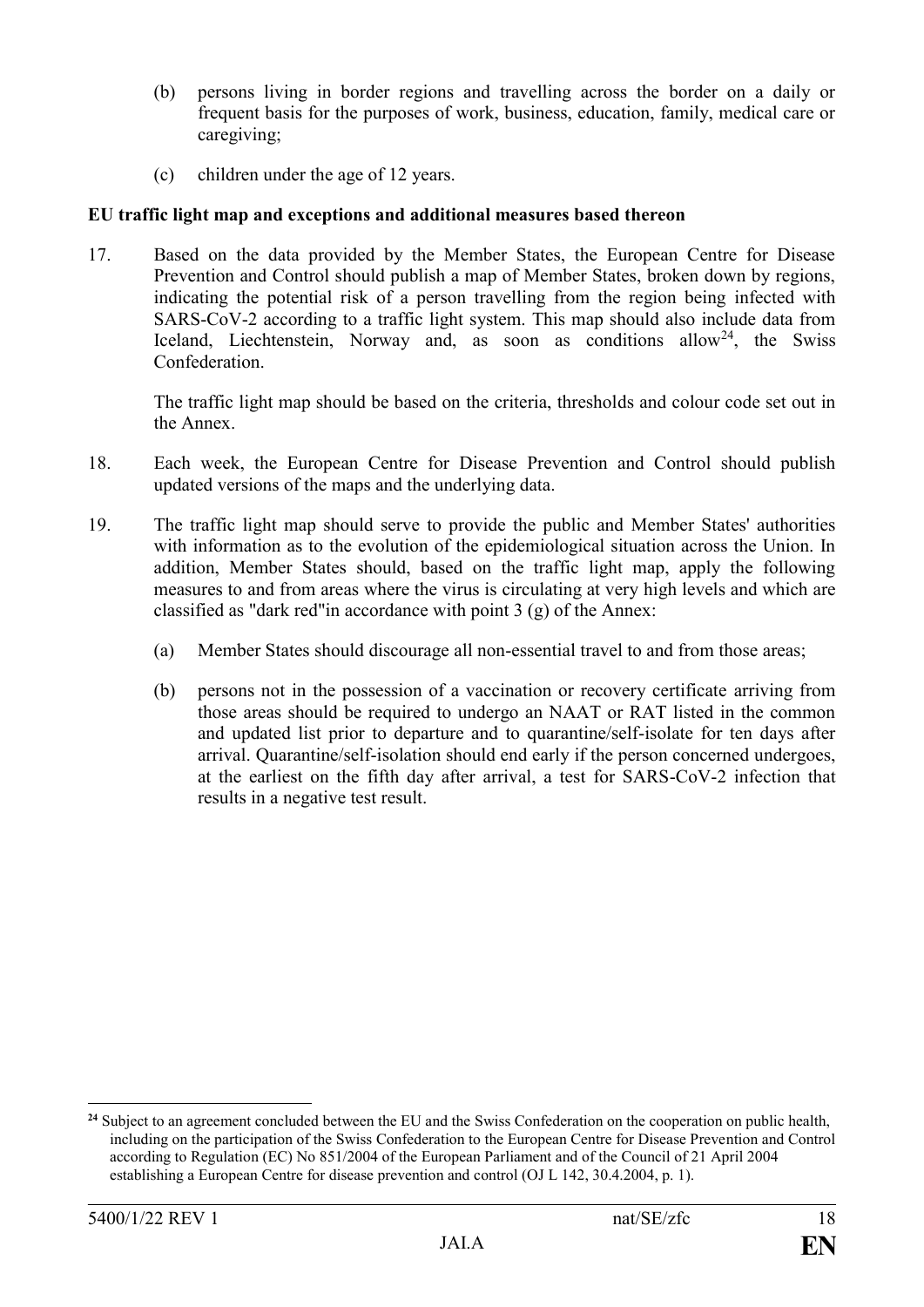(b) persons living in border regions and travelling across the border on a daily or frequent basis for the purposes of work, business, education, family, medical care or caregiving;

(c) children under the age of 12 years.

**EU traffic light map and exceptions and additional measures based thereon**

17. Based on the data provided by the Member States, the European Centre for Disease Prevention and Control should publish a map of Member States, broken down by regions, indicating the potential risk of a person travelling from the region being infected with SARS-CoV-2 according to a traffic light system. This map should also include data from Iceland, Liechtenstein, Norway and, as soon as conditions allow[24], the Swiss Confederation.

    The traffic light map should be based on the criteria, thresholds and colour code set out in the Annex.

18. Each week, the European Centre for Disease Prevention and Control should publish updated versions of the maps and the underlying data.

19. The traffic light map should serve to provide the public and Member States' authorities with information as to the evolution of the epidemiological situation across the Union. In addition, Member States should, based on the traffic light map, apply the following measures to and from areas where the virus is circulating at very high levels and which are classified as "dark red"in accordance with point 3 (g) of the Annex:

    (a) Member States should discourage all non-essential travel to and from those areas;

    (b) persons not in the possession of a vaccination or recovery certificate arriving from those areas should be required to undergo an NAAT or RAT listed in the common and updated list prior to departure and to quarantine/self-isolate for ten days after arrival. Quarantine/self-isolation should end early if the person concerned undergoes, at the earliest on the fifth day after arrival, a test for SARS-CoV-2 infection that results in a negative test result.

---

[24] Subject to an agreement concluded between the EU and the Swiss Confederation on the cooperation on public health, including on the participation of the Swiss Confederation to the European Centre for Disease Prevention and Control according to Regulation (EC) No 851/2004 of the European Parliament and of the Council of 21 April 2004 establishing a European Centre for disease prevention and control (OJ L 142, 30.4.2004, p. 1).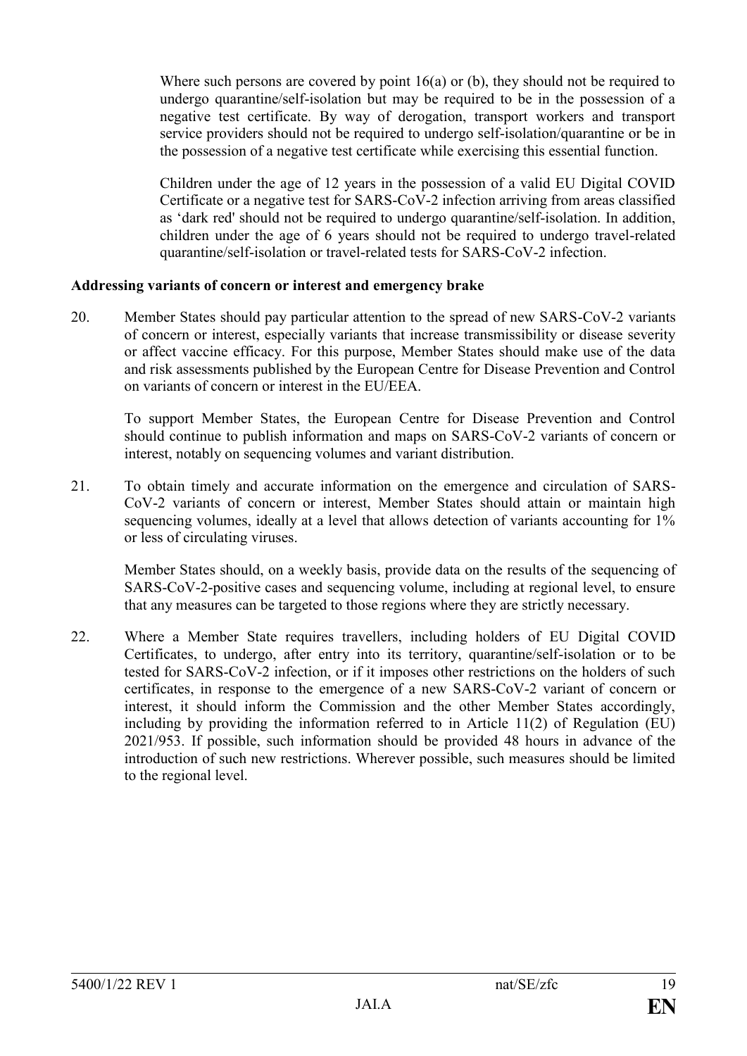Where such persons are covered by point 16(a) or (b), they should not be required to undergo quarantine/self-isolation but may be required to be in the possession of a negative test certificate. By way of derogation, transport workers and transport service providers should not be required to undergo self-isolation/quarantine or be in the possession of a negative test certificate while exercising this essential function.

Children under the age of 12 years in the possession of a valid EU Digital COVID Certificate or a negative test for SARS-CoV-2 infection arriving from areas classified as 'dark red' should not be required to undergo quarantine/self-isolation. In addition, children under the age of 6 years should not be required to undergo travel-related quarantine/self-isolation or travel-related tests for SARS-CoV-2 infection.

**Addressing variants of concern or interest and emergency brake**

20. Member States should pay particular attention to the spread of new SARS-CoV-2 variants of concern or interest, especially variants that increase transmissibility or disease severity or affect vaccine efficacy. For this purpose, Member States should make use of the data and risk assessments published by the European Centre for Disease Prevention and Control on variants of concern or interest in the EU/EEA.

    To support Member States, the European Centre for Disease Prevention and Control should continue to publish information and maps on SARS-CoV-2 variants of concern or interest, notably on sequencing volumes and variant distribution.

21. To obtain timely and accurate information on the emergence and circulation of SARS-CoV-2 variants of concern or interest, Member States should attain or maintain high sequencing volumes, ideally at a level that allows detection of variants accounting for 1% or less of circulating viruses.

    Member States should, on a weekly basis, provide data on the results of the sequencing of SARS-CoV-2-positive cases and sequencing volume, including at regional level, to ensure that any measures can be targeted to those regions where they are strictly necessary.

22. Where a Member State requires travellers, including holders of EU Digital COVID Certificates, to undergo, after entry into its territory, quarantine/self-isolation or to be tested for SARS-CoV-2 infection, or if it imposes other restrictions on the holders of such certificates, in response to the emergence of a new SARS-CoV-2 variant of concern or interest, it should inform the Commission and the other Member States accordingly, including by providing the information referred to in Article 11(2) of Regulation (EU) 2021/953. If possible, such information should be provided 48 hours in advance of the introduction of such new restrictions. Wherever possible, such measures should be limited to the regional level.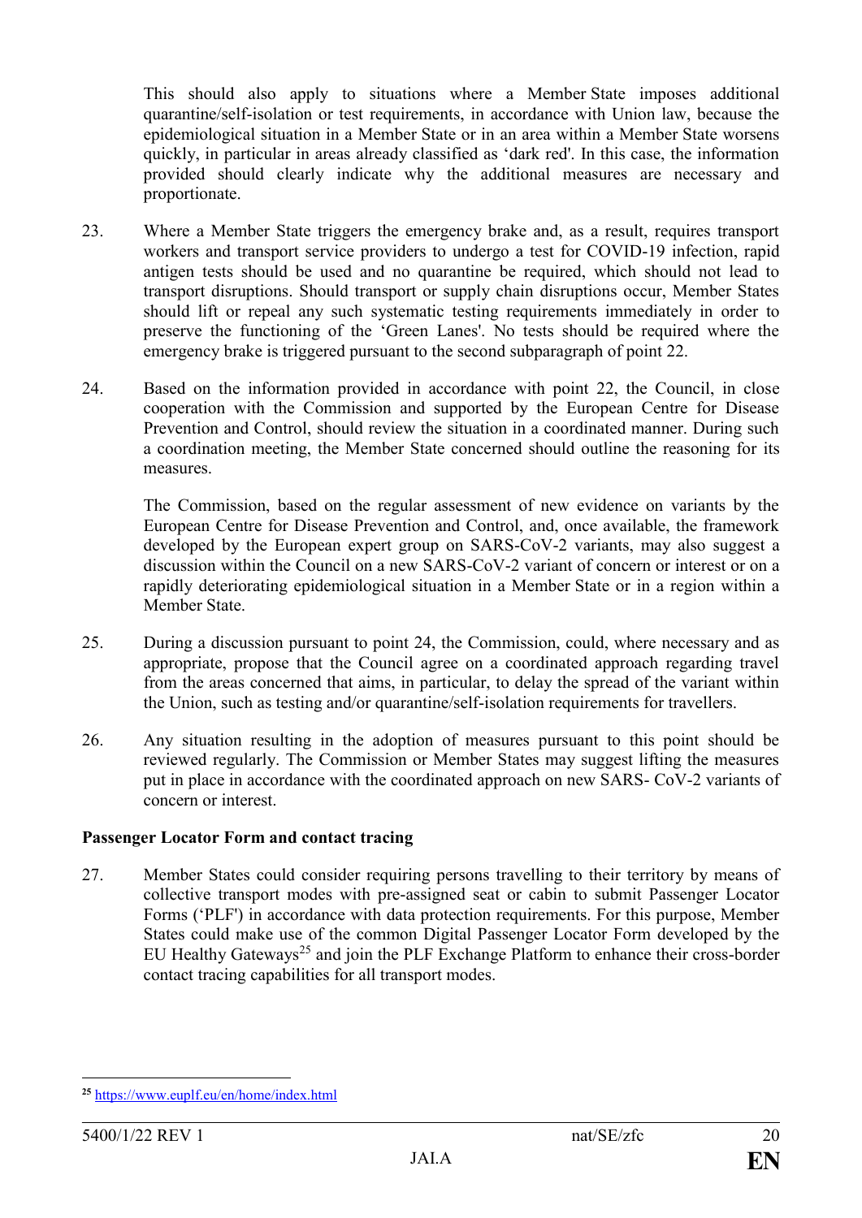This should also apply to situations where a Member State imposes additional quarantine/self-isolation or test requirements, in accordance with Union law, because the epidemiological situation in a Member State or in an area within a Member State worsens quickly, in particular in areas already classified as 'dark red'. In this case, the information provided should clearly indicate why the additional measures are necessary and proportionate.

23. Where a Member State triggers the emergency brake and, as a result, requires transport workers and transport service providers to undergo a test for COVID-19 infection, rapid antigen tests should be used and no quarantine be required, which should not lead to transport disruptions. Should transport or supply chain disruptions occur, Member States should lift or repeal any such systematic testing requirements immediately in order to preserve the functioning of the 'Green Lanes'. No tests should be required where the emergency brake is triggered pursuant to the second subparagraph of point 22.

24. Based on the information provided in accordance with point 22, the Council, in close cooperation with the Commission and supported by the European Centre for Disease Prevention and Control, should review the situation in a coordinated manner. During such a coordination meeting, the Member State concerned should outline the reasoning for its measures.

    The Commission, based on the regular assessment of new evidence on variants by the European Centre for Disease Prevention and Control, and, once available, the framework developed by the European expert group on SARS-CoV-2 variants, may also suggest a discussion within the Council on a new SARS-CoV-2 variant of concern or interest or on a rapidly deteriorating epidemiological situation in a Member State or in a region within a Member State.

25. During a discussion pursuant to point 24, the Commission, could, where necessary and as appropriate, propose that the Council agree on a coordinated approach regarding travel from the areas concerned that aims, in particular, to delay the spread of the variant within the Union, such as testing and/or quarantine/self-isolation requirements for travellers.

26. Any situation resulting in the adoption of measures pursuant to this point should be reviewed regularly. The Commission or Member States may suggest lifting the measures put in place in accordance with the coordinated approach on new SARS- CoV-2 variants of concern or interest.

**Passenger Locator Form and contact tracing**

27. Member States could consider requiring persons travelling to their territory by means of collective transport modes with pre-assigned seat or cabin to submit Passenger Locator Forms ('PLF') in accordance with data protection requirements. For this purpose, Member States could make use of the common Digital Passenger Locator Form developed by the EU Healthy Gateways[25] and join the PLF Exchange Platform to enhance their cross-border contact tracing capabilities for all transport modes.

---

[25] https://www.euplf.eu/en/home/index.html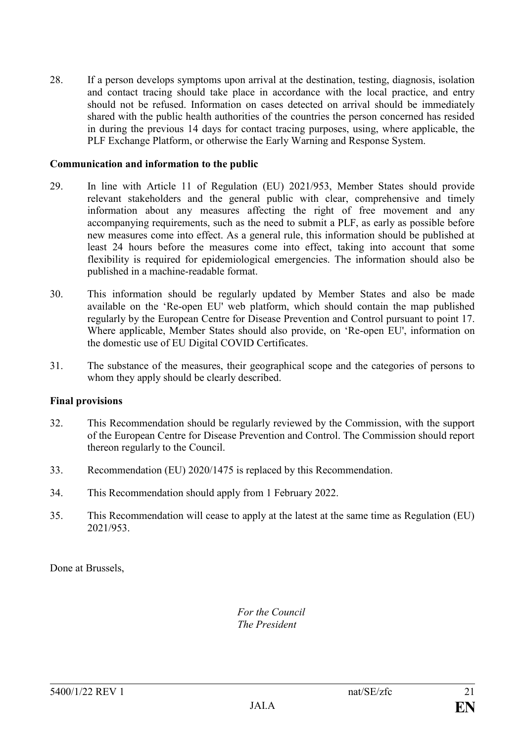28. If a person develops symptoms upon arrival at the destination, testing, diagnosis, isolation and contact tracing should take place in accordance with the local practice, and entry should not be refused. Information on cases detected on arrival should be immediately shared with the public health authorities of the countries the person concerned has resided in during the previous 14 days for contact tracing purposes, using, where applicable, the PLF Exchange Platform, or otherwise the Early Warning and Response System.

**Communication and information to the public**

29. In line with Article 11 of Regulation (EU) 2021/953, Member States should provide relevant stakeholders and the general public with clear, comprehensive and timely information about any measures affecting the right of free movement and any accompanying requirements, such as the need to submit a PLF, as early as possible before new measures come into effect. As a general rule, this information should be published at least 24 hours before the measures come into effect, taking into account that some flexibility is required for epidemiological emergencies. The information should also be published in a machine-readable format.

30. This information should be regularly updated by Member States and also be made available on the 'Re-open EU' web platform, which should contain the map published regularly by the European Centre for Disease Prevention and Control pursuant to point 17. Where applicable, Member States should also provide, on 'Re-open EU', information on the domestic use of EU Digital COVID Certificates.

31. The substance of the measures, their geographical scope and the categories of persons to whom they apply should be clearly described.

**Final provisions**

32. This Recommendation should be regularly reviewed by the Commission, with the support of the European Centre for Disease Prevention and Control. The Commission should report thereon regularly to the Council.

33. Recommendation (EU) 2020/1475 is replaced by this Recommendation.

34. This Recommendation should apply from 1 February 2022.

35. This Recommendation will cease to apply at the latest at the same time as Regulation (EU) 2021/953.

Done at Brussels,

*For the Council*
*The President*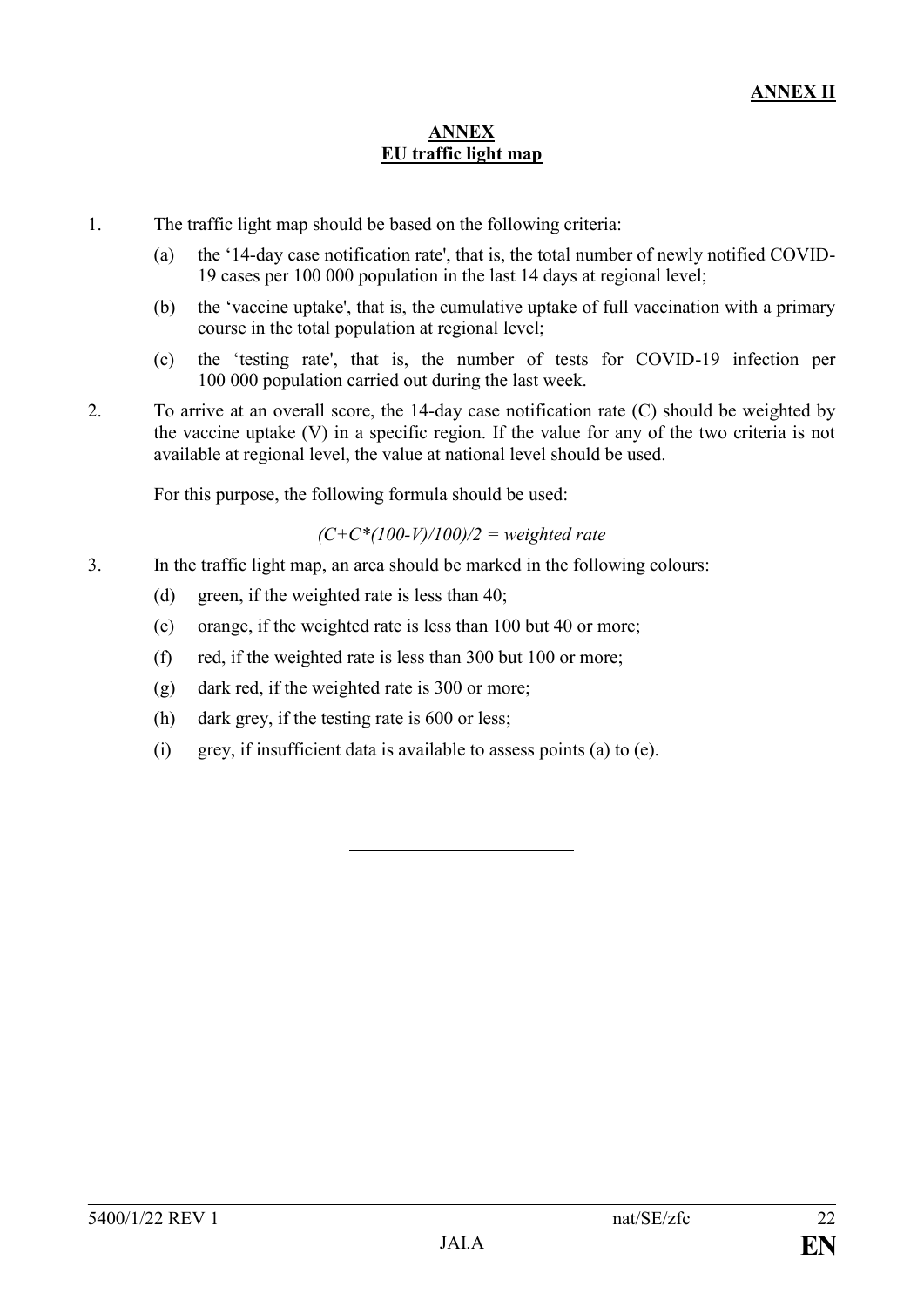**ANNEX II**

**ANNEX**
**EU traffic light map**

1. The traffic light map should be based on the following criteria:

   (a) the '14-day case notification rate', that is, the total number of newly notified COVID-19 cases per 100 000 population in the last 14 days at regional level;

   (b) the 'vaccine uptake', that is, the cumulative uptake of full vaccination with a primary course in the total population at regional level;

   (c) the 'testing rate', that is, the number of tests for COVID-19 infection per 100 000 population carried out during the last week.

2. To arrive at an overall score, the 14-day case notification rate (C) should be weighted by the vaccine uptake (V) in a specific region. If the value for any of the two criteria is not available at regional level, the value at national level should be used.

   For this purpose, the following formula should be used:

   $$(C+C*(100-V)/100)/2 = \text{weighted rate}$$

3. In the traffic light map, an area should be marked in the following colours:

   (d) green, if the weighted rate is less than 40;

   (e) orange, if the weighted rate is less than 100 but 40 or more;

   (f) red, if the weighted rate is less than 300 but 100 or more;

   (g) dark red, if the weighted rate is 300 or more;

   (h) dark grey, if the testing rate is 600 or less;

   (i) grey, if insufficient data is available to assess points (a) to (e).